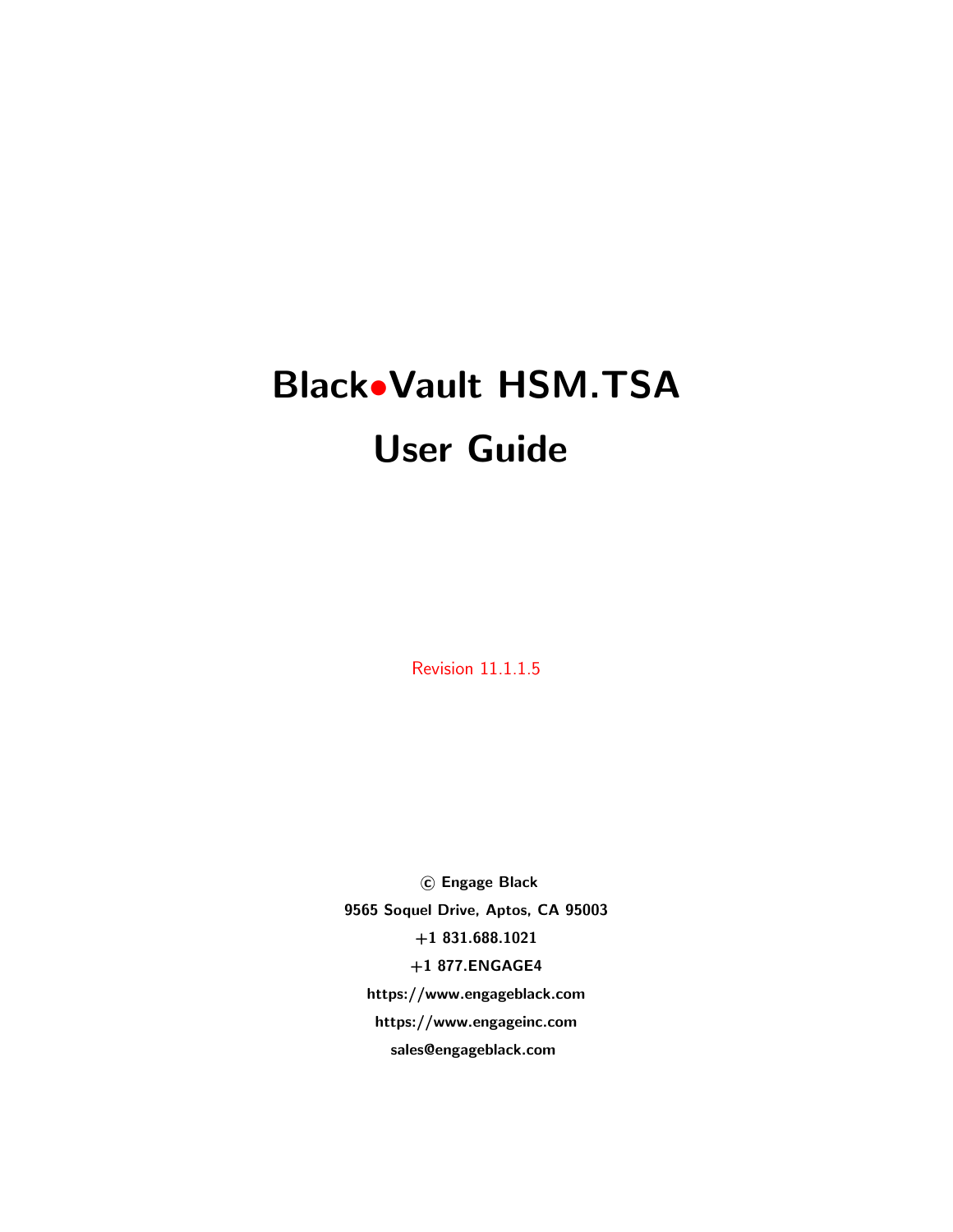# Black•Vault HSM.TSA
# User Guide

Revision 11.1.1.5

© **Engage Black**

**9565 Soquel Drive, Aptos, CA 95003**

**+1 831.688.1021**

**+1 877.ENGAGE4**

**https://www.engageblack.com**

**https://www.engageinc.com**

**sales@engageblack.com**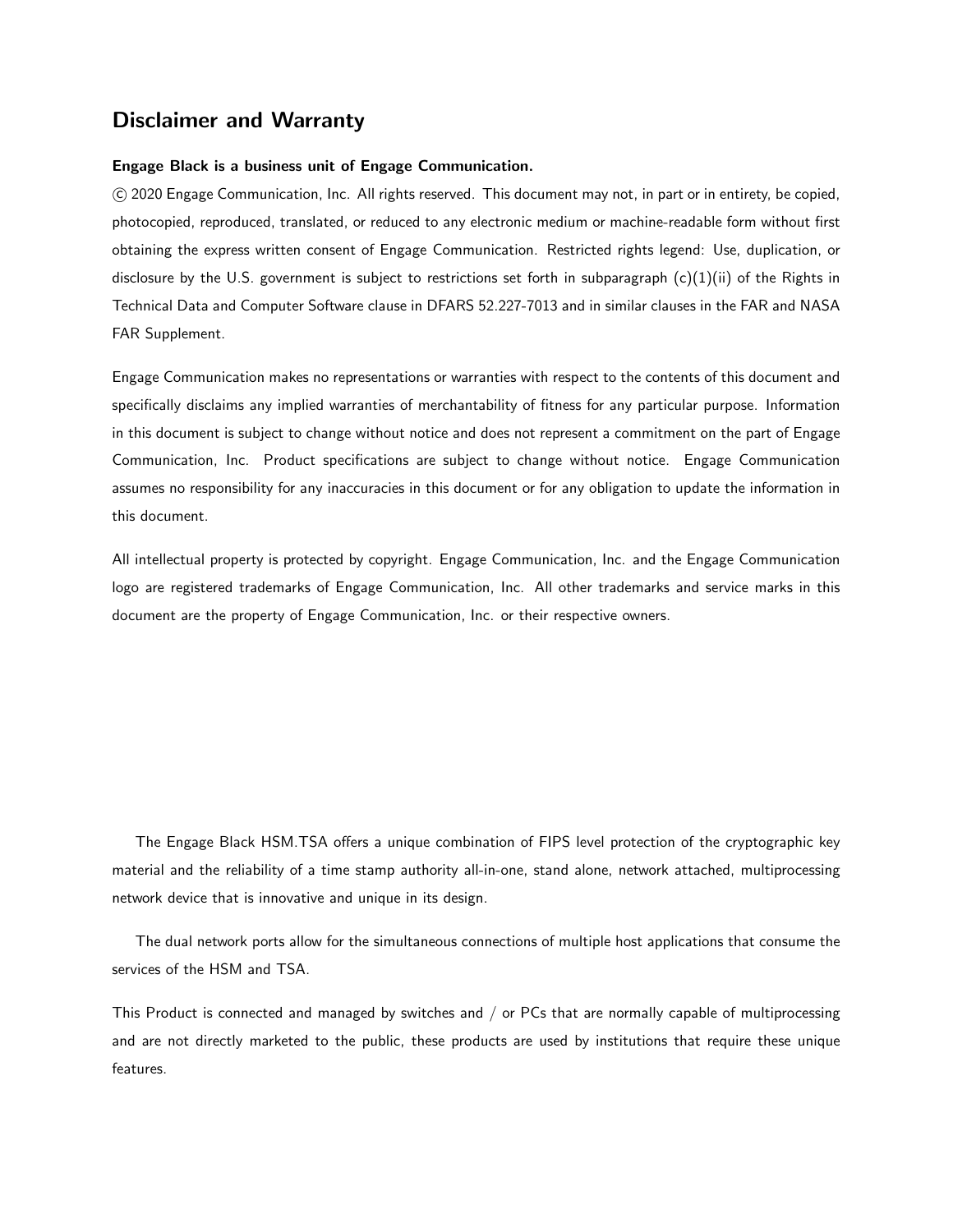## Disclaimer and Warranty

**Engage Black is a business unit of Engage Communication.**

© 2020 Engage Communication, Inc. All rights reserved. This document may not, in part or in entirety, be copied, photocopied, reproduced, translated, or reduced to any electronic medium or machine-readable form without first obtaining the express written consent of Engage Communication. Restricted rights legend: Use, duplication, or disclosure by the U.S. government is subject to restrictions set forth in subparagraph (c)(1)(ii) of the Rights in Technical Data and Computer Software clause in DFARS 52.227-7013 and in similar clauses in the FAR and NASA FAR Supplement.

Engage Communication makes no representations or warranties with respect to the contents of this document and specifically disclaims any implied warranties of merchantability of fitness for any particular purpose. Information in this document is subject to change without notice and does not represent a commitment on the part of Engage Communication, Inc. Product specifications are subject to change without notice. Engage Communication assumes no responsibility for any inaccuracies in this document or for any obligation to update the information in this document.

All intellectual property is protected by copyright. Engage Communication, Inc. and the Engage Communication logo are registered trademarks of Engage Communication, Inc. All other trademarks and service marks in this document are the property of Engage Communication, Inc. or their respective owners.

The Engage Black HSM.TSA offers a unique combination of FIPS level protection of the cryptographic key material and the reliability of a time stamp authority all-in-one, stand alone, network attached, multiprocessing network device that is innovative and unique in its design.

The dual network ports allow for the simultaneous connections of multiple host applications that consume the services of the HSM and TSA.

This Product is connected and managed by switches and / or PCs that are normally capable of multiprocessing and are not directly marketed to the public, these products are used by institutions that require these unique features.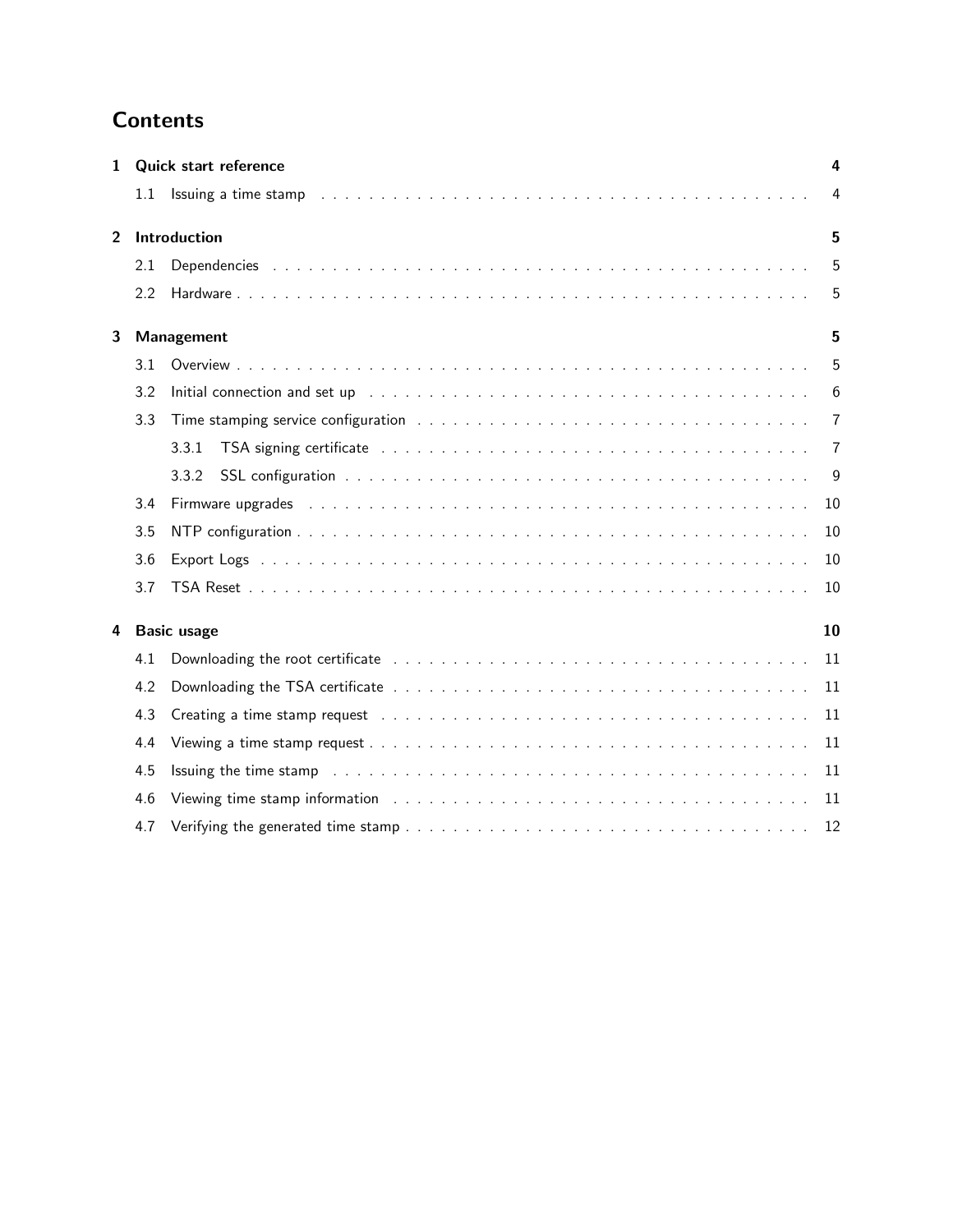# Contents

1 **Quick start reference** — 4
   - 1.1 Issuing a time stamp — 4

2 **Introduction** — 5
   - 2.1 Dependencies — 5
   - 2.2 Hardware — 5

3 **Management** — 5
   - 3.1 Overview — 5
   - 3.2 Initial connection and set up — 6
   - 3.3 Time stamping service configuration — 7
     - 3.3.1 TSA signing certificate — 7
     - 3.3.2 SSL configuration — 9
   - 3.4 Firmware upgrades — 10
   - 3.5 NTP configuration — 10
   - 3.6 Export Logs — 10
   - 3.7 TSA Reset — 10

4 **Basic usage** — 10
   - 4.1 Downloading the root certificate — 11
   - 4.2 Downloading the TSA certificate — 11
   - 4.3 Creating a time stamp request — 11
   - 4.4 Viewing a time stamp request — 11
   - 4.5 Issuing the time stamp — 11
   - 4.6 Viewing time stamp information — 11
   - 4.7 Verifying the generated time stamp — 12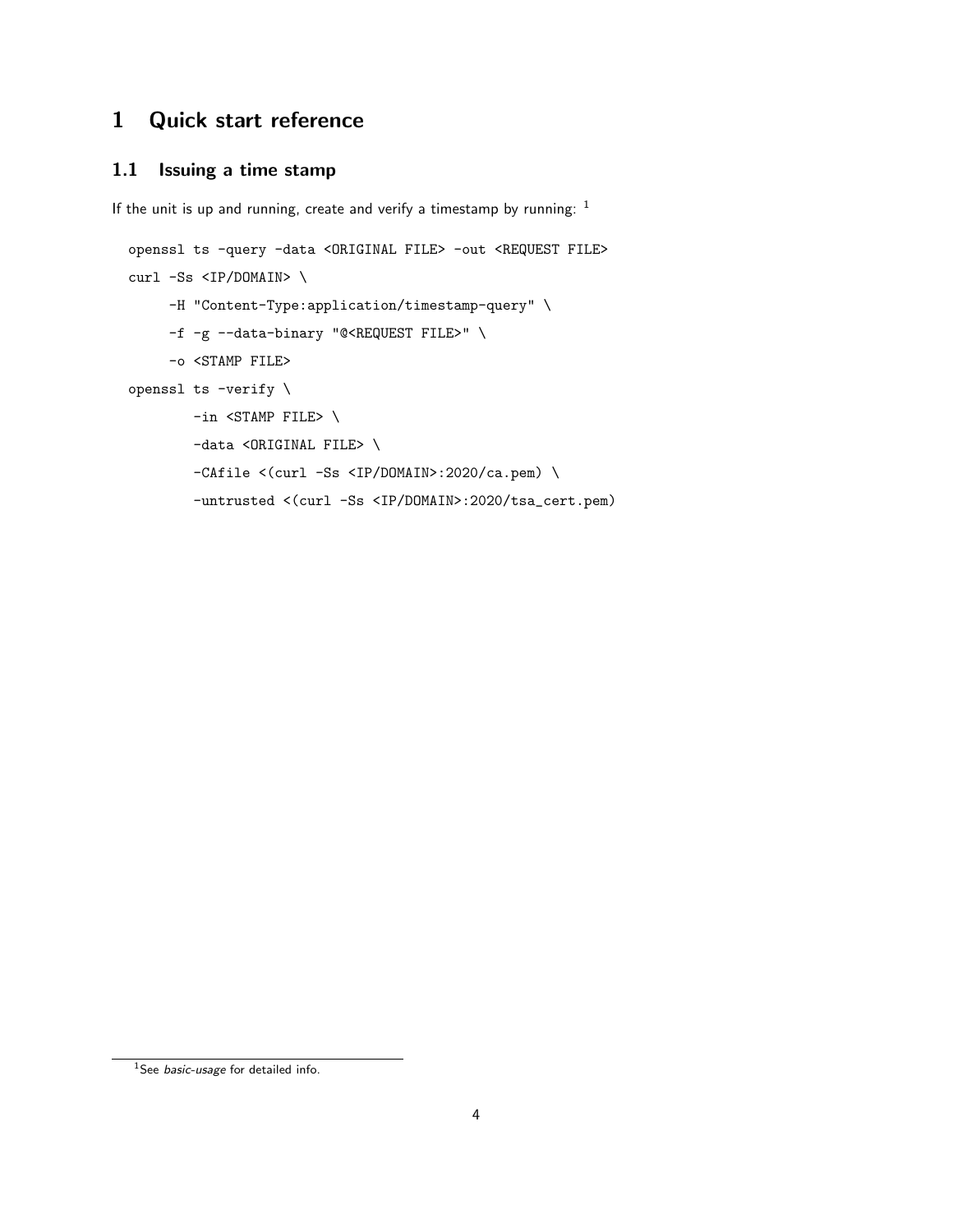# 1 Quick start reference

## 1.1 Issuing a time stamp

If the unit is up and running, create and verify a timestamp by running: [1]

```
openssl ts -query -data <ORIGINAL FILE> -out <REQUEST FILE>
curl -Ss <IP/DOMAIN> \
     -H "Content-Type:application/timestamp-query" \
     -f -g --data-binary "@<REQUEST FILE>" \
     -o <STAMP FILE>
openssl ts -verify \
        -in <STAMP FILE> \
        -data <ORIGINAL FILE> \
        -CAfile <(curl -Ss <IP/DOMAIN>:2020/ca.pem) \
        -untrusted <(curl -Ss <IP/DOMAIN>:2020/tsa_cert.pem)
```

[1] See *basic-usage* for detailed info.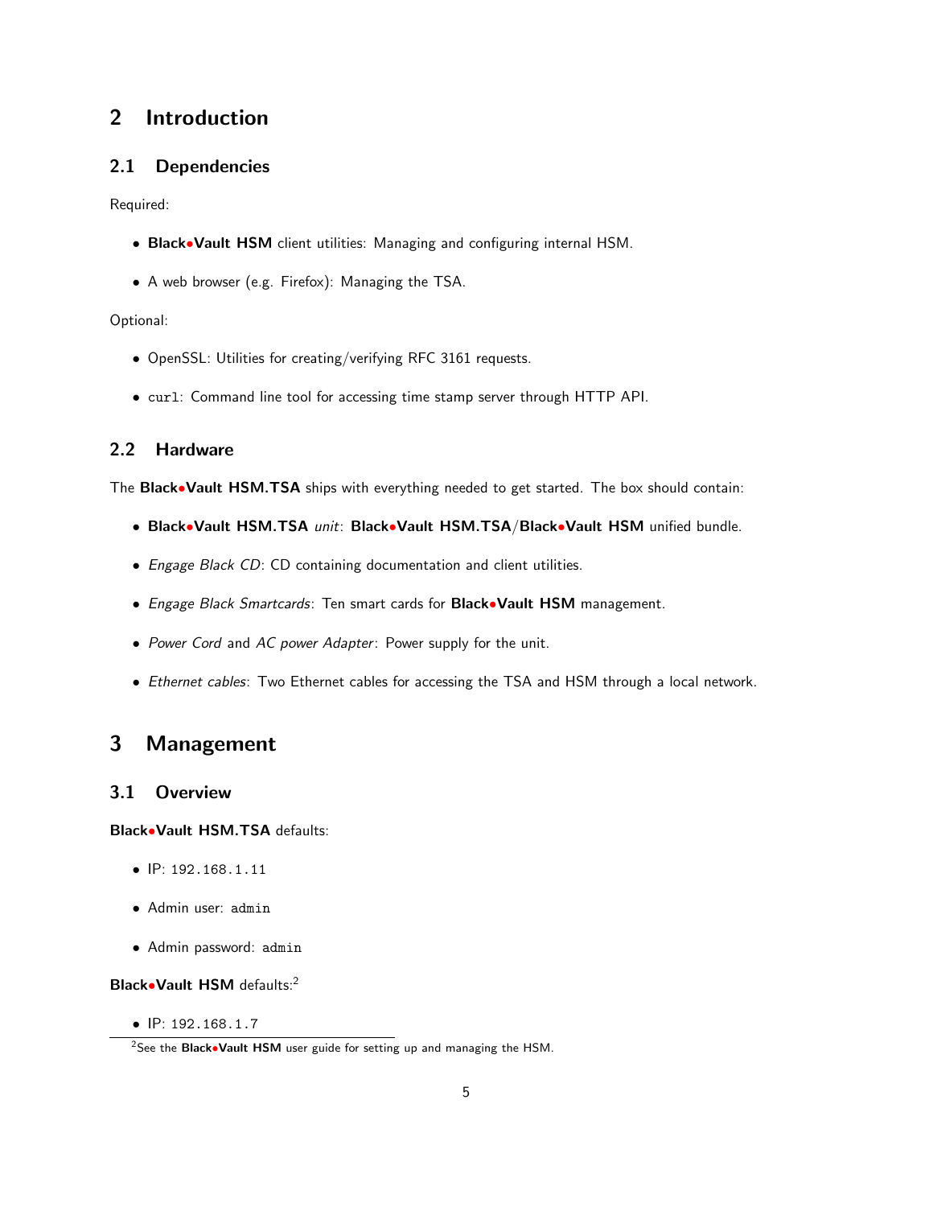# 2 Introduction

## 2.1 Dependencies

Required:

- **Black•Vault HSM** client utilities: Managing and configuring internal HSM.
- A web browser (e.g. Firefox): Managing the TSA.

Optional:

- OpenSSL: Utilities for creating/verifying RFC 3161 requests.
- `curl`: Command line tool for accessing time stamp server through HTTP API.

## 2.2 Hardware

The **Black•Vault HSM.TSA** ships with everything needed to get started. The box should contain:

- **Black•Vault HSM.TSA** *unit*: **Black•Vault HSM.TSA**/**Black•Vault HSM** unified bundle.
- *Engage Black CD*: CD containing documentation and client utilities.
- *Engage Black Smartcards*: Ten smart cards for **Black•Vault HSM** management.
- *Power Cord* and *AC power Adapter*: Power supply for the unit.
- *Ethernet cables*: Two Ethernet cables for accessing the TSA and HSM through a local network.

# 3 Management

## 3.1 Overview

**Black•Vault HSM.TSA** defaults:

- IP: `192.168.1.11`
- Admin user: `admin`
- Admin password: `admin`

**Black•Vault HSM** defaults:[2]

- IP: `192.168.1.7`

[2] See the **Black•Vault HSM** user guide for setting up and managing the HSM.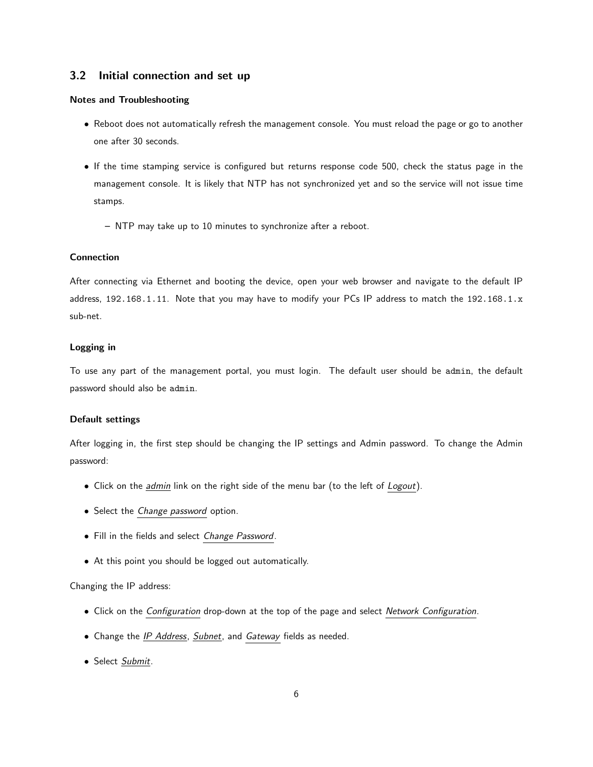## 3.2 Initial connection and set up

#### Notes and Troubleshooting

- Reboot does not automatically refresh the management console. You must reload the page or go to another one after 30 seconds.
- If the time stamping service is configured but returns response code 500, check the status page in the management console. It is likely that NTP has not synchronized yet and so the service will not issue time stamps.
  - NTP may take up to 10 minutes to synchronize after a reboot.

#### Connection

After connecting via Ethernet and booting the device, open your web browser and navigate to the default IP address, `192.168.1.11`. Note that you may have to modify your PCs IP address to match the `192.168.1.x` sub-net.

#### Logging in

To use any part of the management portal, you must login. The default user should be `admin`, the default password should also be `admin`.

#### Default settings

After logging in, the first step should be changing the IP settings and Admin password. To change the Admin password:

- Click on the *admin* link on the right side of the menu bar (to the left of *Logout*).
- Select the *Change password* option.
- Fill in the fields and select *Change Password*.
- At this point you should be logged out automatically.

Changing the IP address:

- Click on the *Configuration* drop-down at the top of the page and select *Network Configuration*.
- Change the *IP Address*, *Subnet*, and *Gateway* fields as needed.
- Select *Submit*.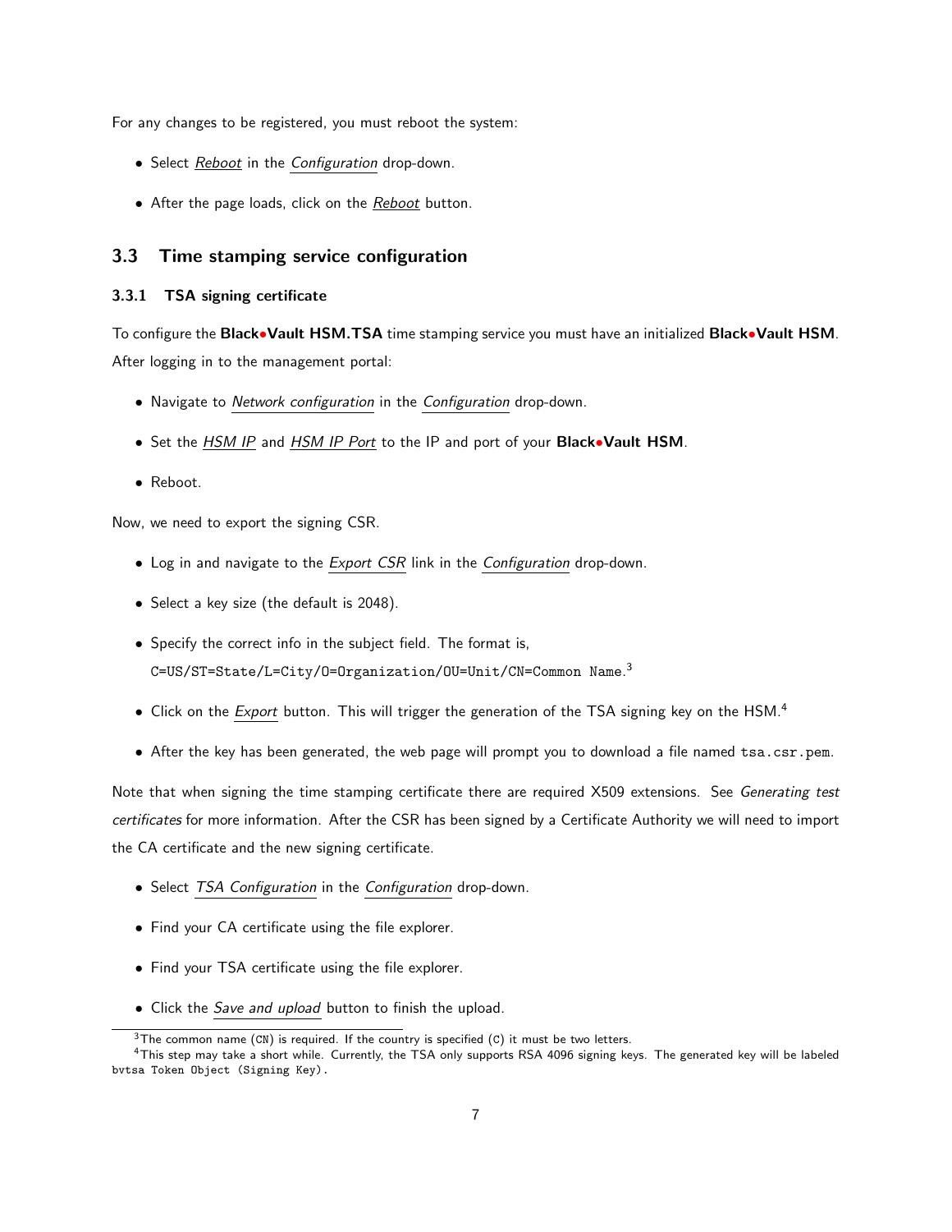For any changes to be registered, you must reboot the system:

- Select *Reboot* in the *Configuration* drop-down.
- After the page loads, click on the *Reboot* button.

## 3.3 Time stamping service configuration

### 3.3.1 TSA signing certificate

To configure the **Black•Vault HSM.TSA** time stamping service you must have an initialized **Black•Vault HSM**. After logging in to the management portal:

- Navigate to *Network configuration* in the *Configuration* drop-down.
- Set the *HSM IP* and *HSM IP Port* to the IP and port of your **Black•Vault HSM**.
- Reboot.

Now, we need to export the signing CSR.

- Log in and navigate to the *Export CSR* link in the *Configuration* drop-down.
- Select a key size (the default is 2048).
- Specify the correct info in the subject field. The format is, `C=US/ST=State/L=City/O=Organization/OU=Unit/CN=Common Name`.[3]
- Click on the *Export* button. This will trigger the generation of the TSA signing key on the HSM.[4]
- After the key has been generated, the web page will prompt you to download a file named `tsa.csr.pem`.

Note that when signing the time stamping certificate there are required X509 extensions. See *Generating test certificates* for more information. After the CSR has been signed by a Certificate Authority we will need to import the CA certificate and the new signing certificate.

- Select *TSA Configuration* in the *Configuration* drop-down.
- Find your CA certificate using the file explorer.
- Find your TSA certificate using the file explorer.
- Click the *Save and upload* button to finish the upload.

---

[3] The common name (`CN`) is required. If the country is specified (`C`) it must be two letters.

[4] This step may take a short while. Currently, the TSA only supports RSA 4096 signing keys. The generated key will be labeled `bvtsa Token Object (Signing Key)`.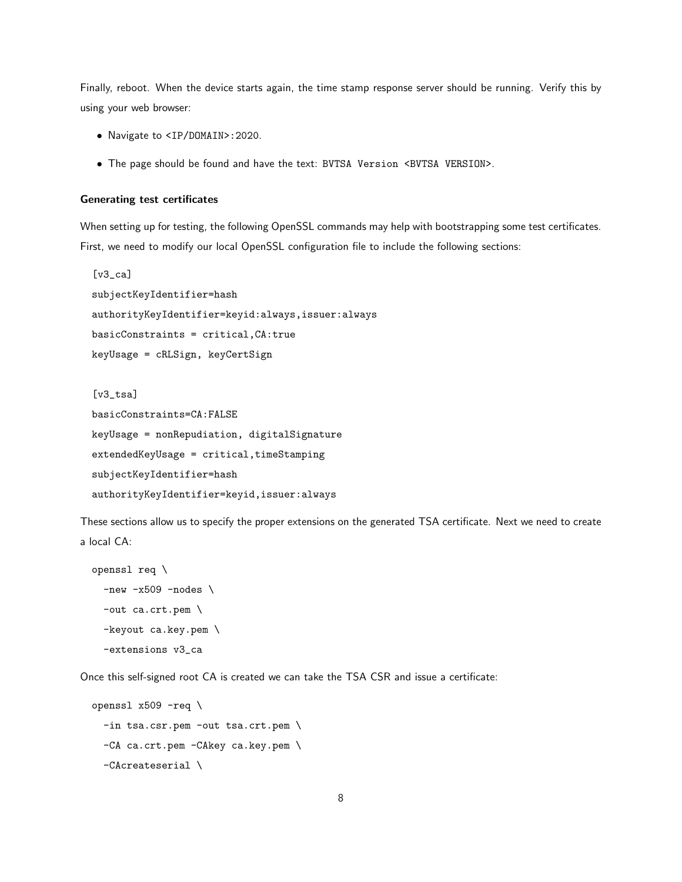Finally, reboot. When the device starts again, the time stamp response server should be running. Verify this by using your web browser:

- Navigate to `<IP/DOMAIN>:2020`.
- The page should be found and have the text: `BVTSA Version <BVTSA VERSION>`.

#### Generating test certificates

When setting up for testing, the following OpenSSL commands may help with bootstrapping some test certificates. First, we need to modify our local OpenSSL configuration file to include the following sections:

```
[v3_ca]
subjectKeyIdentifier=hash
authorityKeyIdentifier=keyid:always,issuer:always
basicConstraints = critical,CA:true
keyUsage = cRLSign, keyCertSign

[v3_tsa]
basicConstraints=CA:FALSE
keyUsage = nonRepudiation, digitalSignature
extendedKeyUsage = critical,timeStamping
subjectKeyIdentifier=hash
authorityKeyIdentifier=keyid,issuer:always
```

These sections allow us to specify the proper extensions on the generated TSA certificate. Next we need to create a local CA:

```
openssl req \
  -new -x509 -nodes \
  -out ca.crt.pem \
  -keyout ca.key.pem \
  -extensions v3_ca
```

Once this self-signed root CA is created we can take the TSA CSR and issue a certificate:

```
openssl x509 -req \
  -in tsa.csr.pem -out tsa.crt.pem \
  -CA ca.crt.pem -CAkey ca.key.pem \
  -CAcreateserial \
```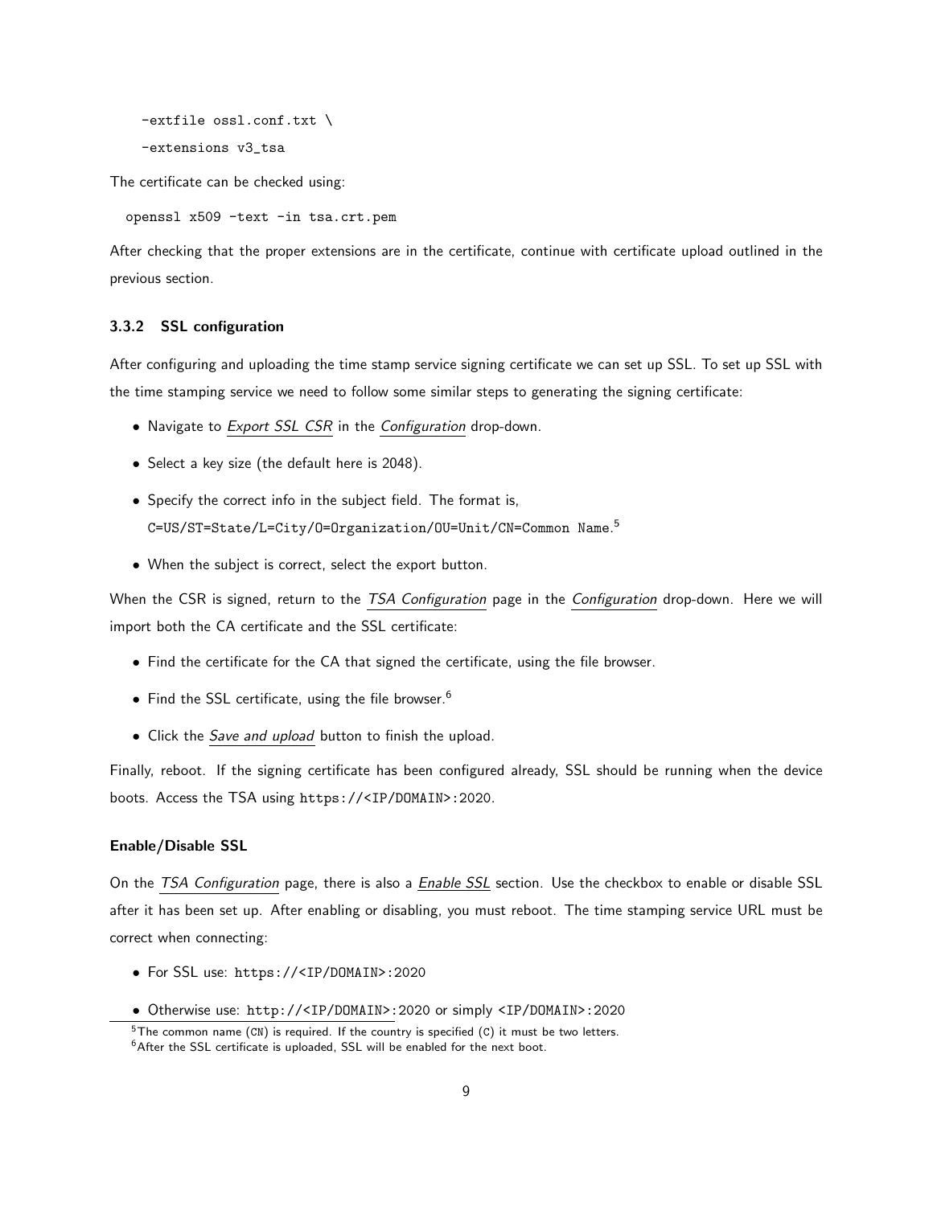```
-extfile ossl.conf.txt \
-extensions v3_tsa
```

The certificate can be checked using:

```
openssl x509 -text -in tsa.crt.pem
```

After checking that the proper extensions are in the certificate, continue with certificate upload outlined in the previous section.

### 3.3.2 SSL configuration

After configuring and uploading the time stamp service signing certificate we can set up SSL. To set up SSL with the time stamping service we need to follow some similar steps to generating the signing certificate:

- Navigate to *Export SSL CSR* in the *Configuration* drop-down.
- Select a key size (the default here is 2048).
- Specify the correct info in the subject field. The format is, `C=US/ST=State/L=City/O=Organization/OU=Unit/CN=Common Name`.[5]
- When the subject is correct, select the export button.

When the CSR is signed, return to the *TSA Configuration* page in the *Configuration* drop-down. Here we will import both the CA certificate and the SSL certificate:

- Find the certificate for the CA that signed the certificate, using the file browser.
- Find the SSL certificate, using the file browser.[6]
- Click the *Save and upload* button to finish the upload.

Finally, reboot. If the signing certificate has been configured already, SSL should be running when the device boots. Access the TSA using `https://<IP/DOMAIN>:2020`.

#### Enable/Disable SSL

On the *TSA Configuration* page, there is also a *Enable SSL* section. Use the checkbox to enable or disable SSL after it has been set up. After enabling or disabling, you must reboot. The time stamping service URL must be correct when connecting:

- For SSL use: `https://<IP/DOMAIN>:2020`
- Otherwise use: `http://<IP/DOMAIN>:2020` or simply `<IP/DOMAIN>:2020`

[5] The common name (`CN`) is required. If the country is specified (`C`) it must be two letters.

[6] After the SSL certificate is uploaded, SSL will be enabled for the next boot.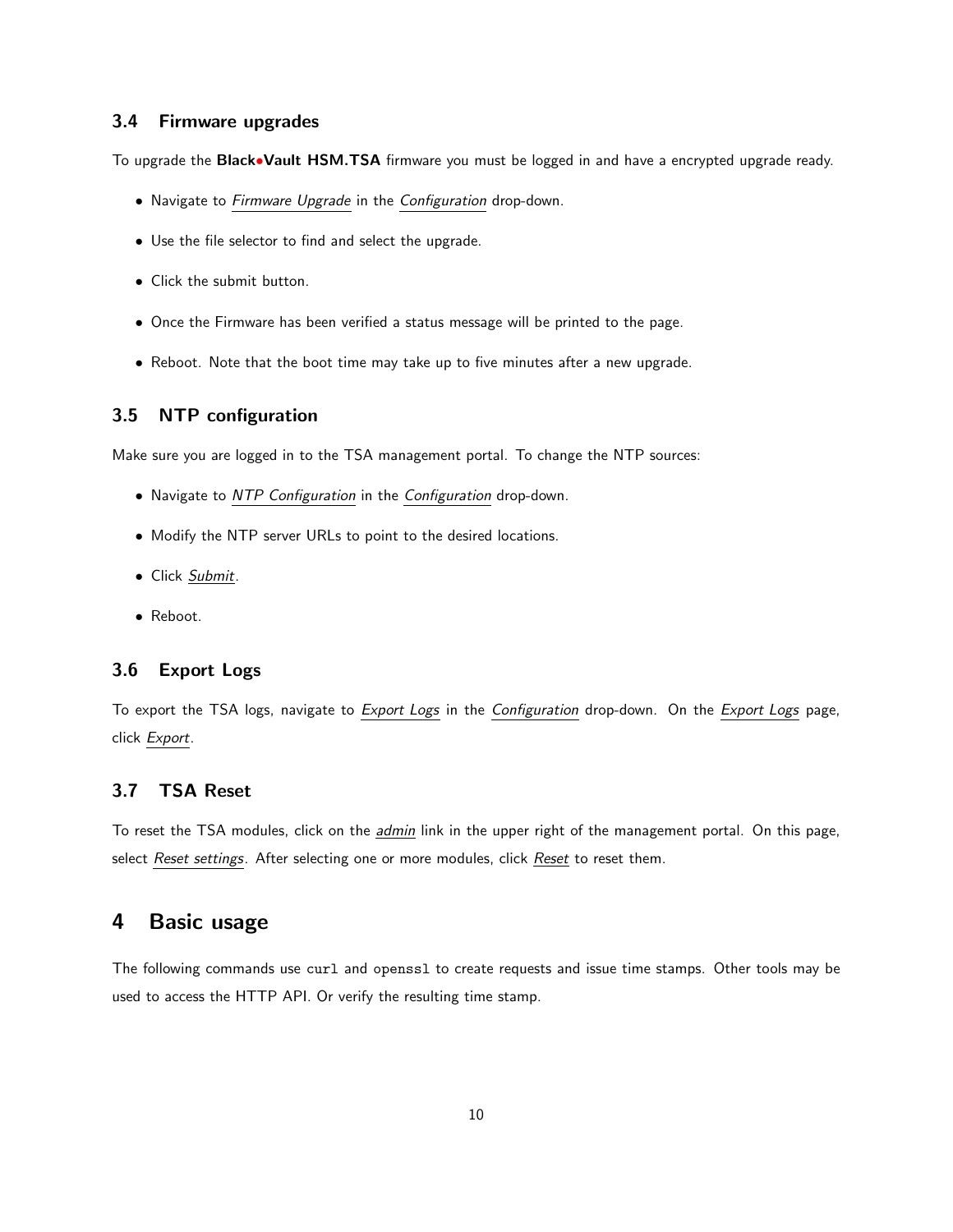### 3.4 Firmware upgrades

To upgrade the **Black•Vault HSM.TSA** firmware you must be logged in and have a encrypted upgrade ready.

- Navigate to *Firmware Upgrade* in the *Configuration* drop-down.
- Use the file selector to find and select the upgrade.
- Click the submit button.
- Once the Firmware has been verified a status message will be printed to the page.
- Reboot. Note that the boot time may take up to five minutes after a new upgrade.

### 3.5 NTP configuration

Make sure you are logged in to the TSA management portal. To change the NTP sources:

- Navigate to *NTP Configuration* in the *Configuration* drop-down.
- Modify the NTP server URLs to point to the desired locations.
- Click *Submit*.
- Reboot.

### 3.6 Export Logs

To export the TSA logs, navigate to *Export Logs* in the *Configuration* drop-down. On the *Export Logs* page, click *Export*.

### 3.7 TSA Reset

To reset the TSA modules, click on the *admin* link in the upper right of the management portal. On this page, select *Reset settings*. After selecting one or more modules, click *Reset* to reset them.

## 4 Basic usage

The following commands use `curl` and `openssl` to create requests and issue time stamps. Other tools may be used to access the HTTP API. Or verify the resulting time stamp.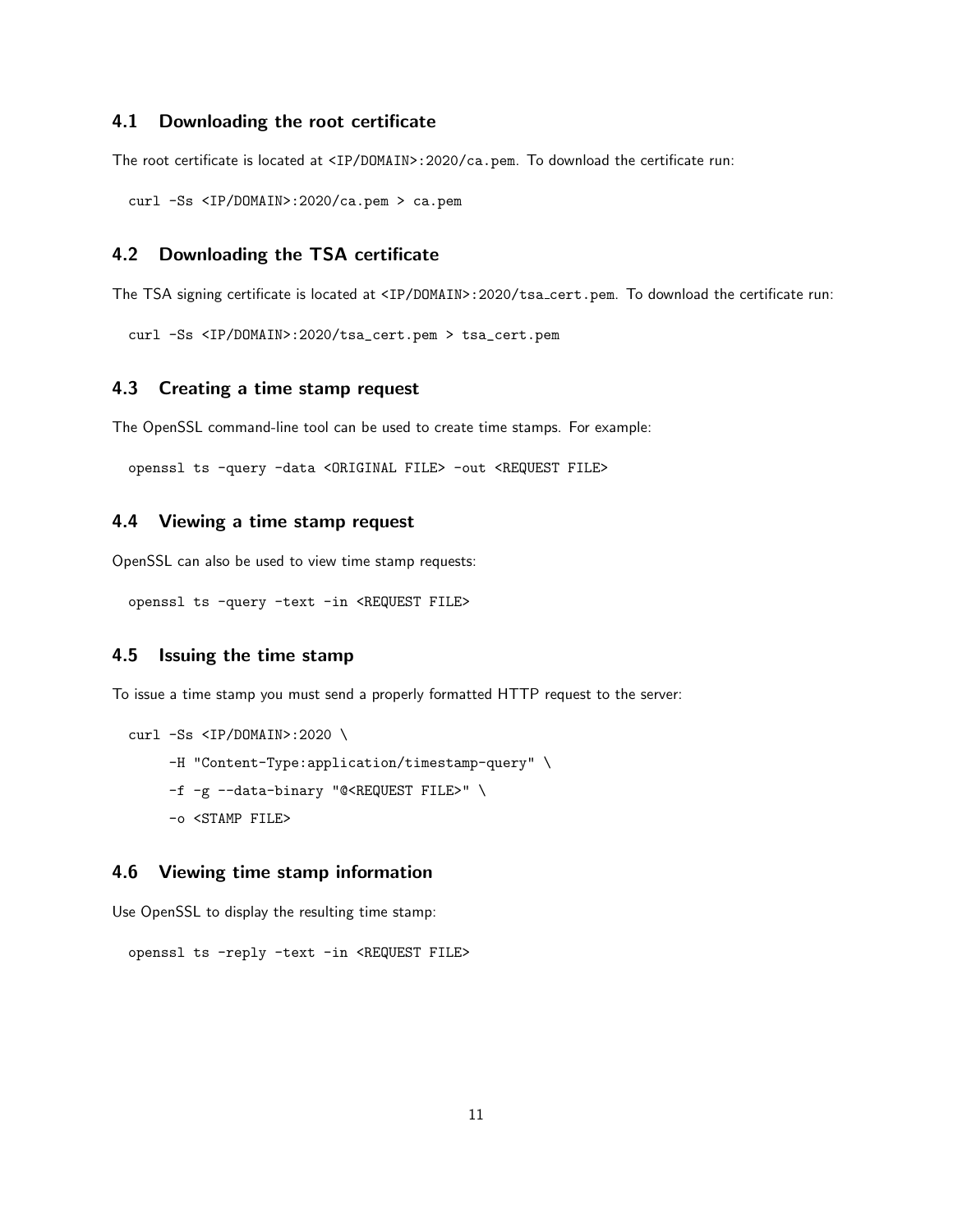### 4.1 Downloading the root certificate

The root certificate is located at `<IP/DOMAIN>:2020/ca.pem`. To download the certificate run:

```
curl -Ss <IP/DOMAIN>:2020/ca.pem > ca.pem
```

### 4.2 Downloading the TSA certificate

The TSA signing certificate is located at `<IP/DOMAIN>:2020/tsa_cert.pem`. To download the certificate run:

```
curl -Ss <IP/DOMAIN>:2020/tsa_cert.pem > tsa_cert.pem
```

### 4.3 Creating a time stamp request

The OpenSSL command-line tool can be used to create time stamps. For example:

```
openssl ts -query -data <ORIGINAL FILE> -out <REQUEST FILE>
```

### 4.4 Viewing a time stamp request

OpenSSL can also be used to view time stamp requests:

```
openssl ts -query -text -in <REQUEST FILE>
```

### 4.5 Issuing the time stamp

To issue a time stamp you must send a properly formatted HTTP request to the server:

```
curl -Ss <IP/DOMAIN>:2020 \
     -H "Content-Type:application/timestamp-query" \
     -f -g --data-binary "@<REQUEST FILE>" \
     -o <STAMP FILE>
```

### 4.6 Viewing time stamp information

Use OpenSSL to display the resulting time stamp:

```
openssl ts -reply -text -in <REQUEST FILE>
```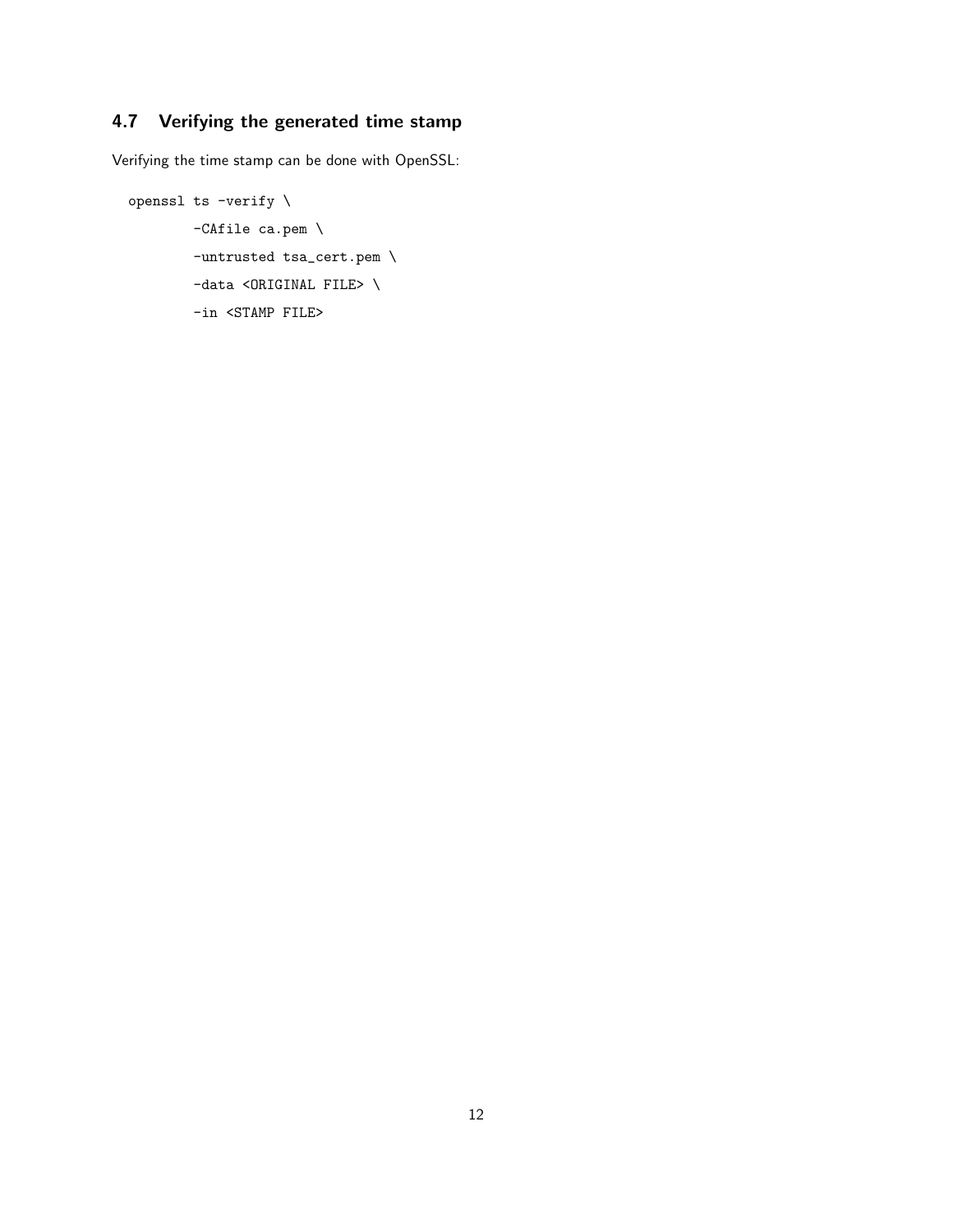### 4.7 Verifying the generated time stamp

Verifying the time stamp can be done with OpenSSL:

```
openssl ts -verify \
        -CAfile ca.pem \
        -untrusted tsa_cert.pem \
        -data <ORIGINAL FILE> \
        -in <STAMP FILE>
```